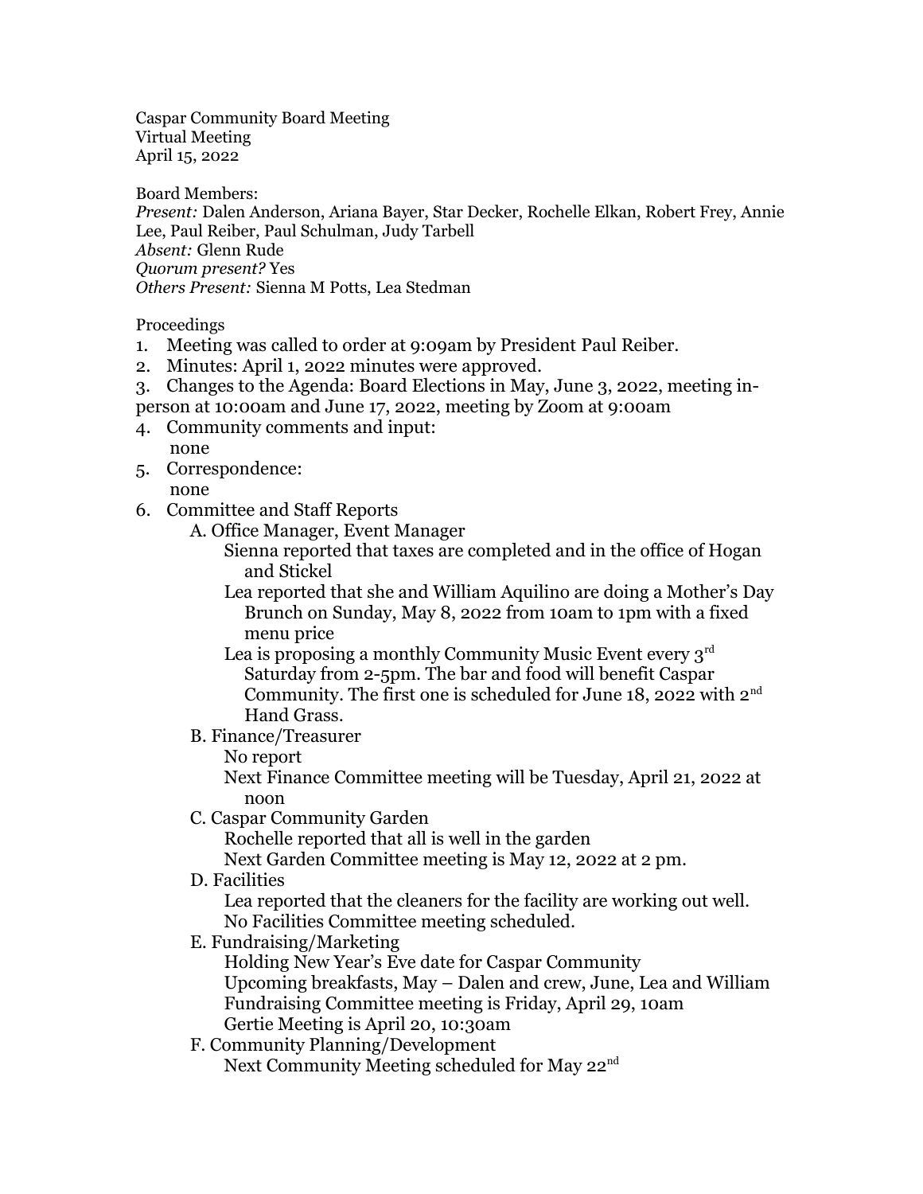Caspar Community Board Meeting
Virtual Meeting
April 15, 2022

Board Members:
*Present:* Dalen Anderson, Ariana Bayer, Star Decker, Rochelle Elkan, Robert Frey, Annie Lee, Paul Reiber, Paul Schulman, Judy Tarbell
*Absent:* Glenn Rude
*Quorum present?* Yes
*Others Present:* Sienna M Potts, Lea Stedman

Proceedings

1. Meeting was called to order at 9:09am by President Paul Reiber.
2. Minutes: April 1, 2022 minutes were approved.
3. Changes to the Agenda: Board Elections in May, June 3, 2022, meeting in-person at 10:00am and June 17, 2022, meeting by Zoom at 9:00am
4. Community comments and input:
   none
5. Correspondence:
   none
6. Committee and Staff Reports
   - A. Office Manager, Event Manager
     - Sienna reported that taxes are completed and in the office of Hogan and Stickel
     - Lea reported that she and William Aquilino are doing a Mother's Day Brunch on Sunday, May 8, 2022 from 10am to 1pm with a fixed menu price
     - Lea is proposing a monthly Community Music Event every 3rd Saturday from 2-5pm. The bar and food will benefit Caspar Community. The first one is scheduled for June 18, 2022 with 2nd Hand Grass.
   - B. Finance/Treasurer
     - No report
     - Next Finance Committee meeting will be Tuesday, April 21, 2022 at noon
   - C. Caspar Community Garden
     - Rochelle reported that all is well in the garden
     - Next Garden Committee meeting is May 12, 2022 at 2 pm.
   - D. Facilities
     - Lea reported that the cleaners for the facility are working out well.
     - No Facilities Committee meeting scheduled.
   - E. Fundraising/Marketing
     - Holding New Year's Eve date for Caspar Community
     - Upcoming breakfasts, May – Dalen and crew, June, Lea and William
     - Fundraising Committee meeting is Friday, April 29, 10am
     - Gertie Meeting is April 20, 10:30am
   - F. Community Planning/Development
     - Next Community Meeting scheduled for May 22nd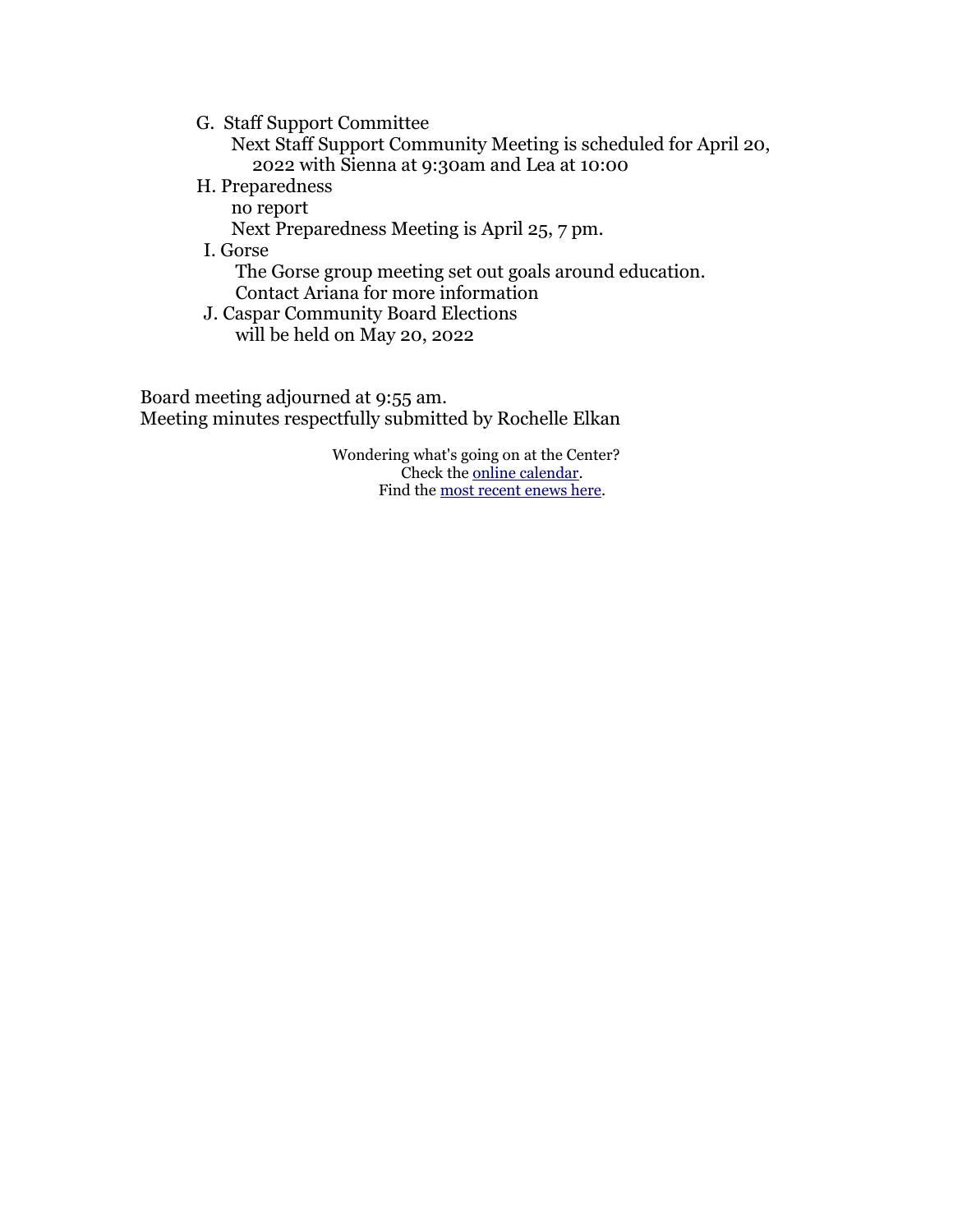G. Staff Support Committee

Next Staff Support Community Meeting is scheduled for April 20, 2022 with Sienna at 9:30am and Lea at 10:00

H. Preparedness

no report

Next Preparedness Meeting is April 25, 7 pm.

I. Gorse

The Gorse group meeting set out goals around education.
Contact Ariana for more information

J. Caspar Community Board Elections

will be held on May 20, 2022

Board meeting adjourned at 9:55 am.
Meeting minutes respectfully submitted by Rochelle Elkan

Wondering what's going on at the Center?
Check the online calendar.
Find the most recent enews here.